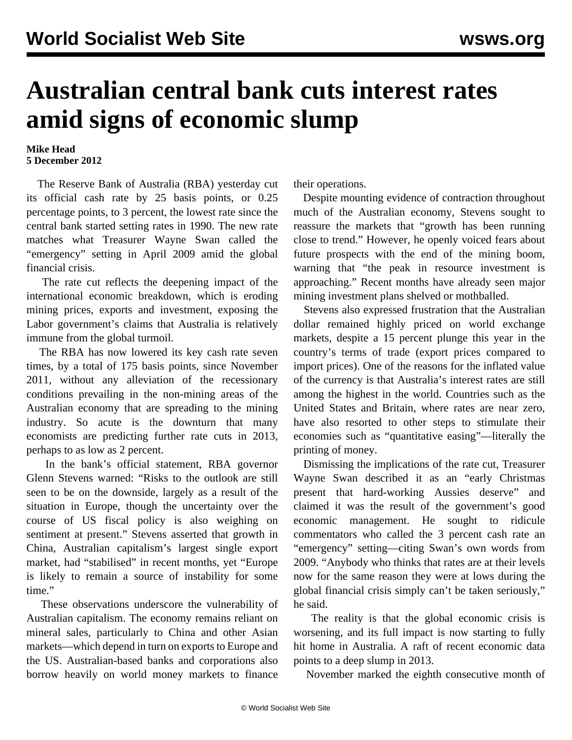# Australian central bank cuts interest rates amid signs of economic slump

**Mike Head**
**5 December 2012**

The Reserve Bank of Australia (RBA) yesterday cut its official cash rate by 25 basis points, or 0.25 percentage points, to 3 percent, the lowest rate since the central bank started setting rates in 1990. The new rate matches what Treasurer Wayne Swan called the "emergency" setting in April 2009 amid the global financial crisis.

The rate cut reflects the deepening impact of the international economic breakdown, which is eroding mining prices, exports and investment, exposing the Labor government's claims that Australia is relatively immune from the global turmoil.

The RBA has now lowered its key cash rate seven times, by a total of 175 basis points, since November 2011, without any alleviation of the recessionary conditions prevailing in the non-mining areas of the Australian economy that are spreading to the mining industry. So acute is the downturn that many economists are predicting further rate cuts in 2013, perhaps to as low as 2 percent.

In the bank's official statement, RBA governor Glenn Stevens warned: "Risks to the outlook are still seen to be on the downside, largely as a result of the situation in Europe, though the uncertainty over the course of US fiscal policy is also weighing on sentiment at present." Stevens asserted that growth in China, Australian capitalism's largest single export market, had "stabilised" in recent months, yet "Europe is likely to remain a source of instability for some time."

These observations underscore the vulnerability of Australian capitalism. The economy remains reliant on mineral sales, particularly to China and other Asian markets—which depend in turn on exports to Europe and the US. Australian-based banks and corporations also borrow heavily on world money markets to finance their operations.

Despite mounting evidence of contraction throughout much of the Australian economy, Stevens sought to reassure the markets that "growth has been running close to trend." However, he openly voiced fears about future prospects with the end of the mining boom, warning that "the peak in resource investment is approaching." Recent months have already seen major mining investment plans shelved or mothballed.

Stevens also expressed frustration that the Australian dollar remained highly priced on world exchange markets, despite a 15 percent plunge this year in the country's terms of trade (export prices compared to import prices). One of the reasons for the inflated value of the currency is that Australia's interest rates are still among the highest in the world. Countries such as the United States and Britain, where rates are near zero, have also resorted to other steps to stimulate their economies such as "quantitative easing"—literally the printing of money.

Dismissing the implications of the rate cut, Treasurer Wayne Swan described it as an "early Christmas present that hard-working Aussies deserve" and claimed it was the result of the government's good economic management. He sought to ridicule commentators who called the 3 percent cash rate an "emergency" setting—citing Swan's own words from 2009. "Anybody who thinks that rates are at their levels now for the same reason they were at lows during the global financial crisis simply can't be taken seriously," he said.

The reality is that the global economic crisis is worsening, and its full impact is now starting to fully hit home in Australia. A raft of recent economic data points to a deep slump in 2013.

November marked the eighth consecutive month of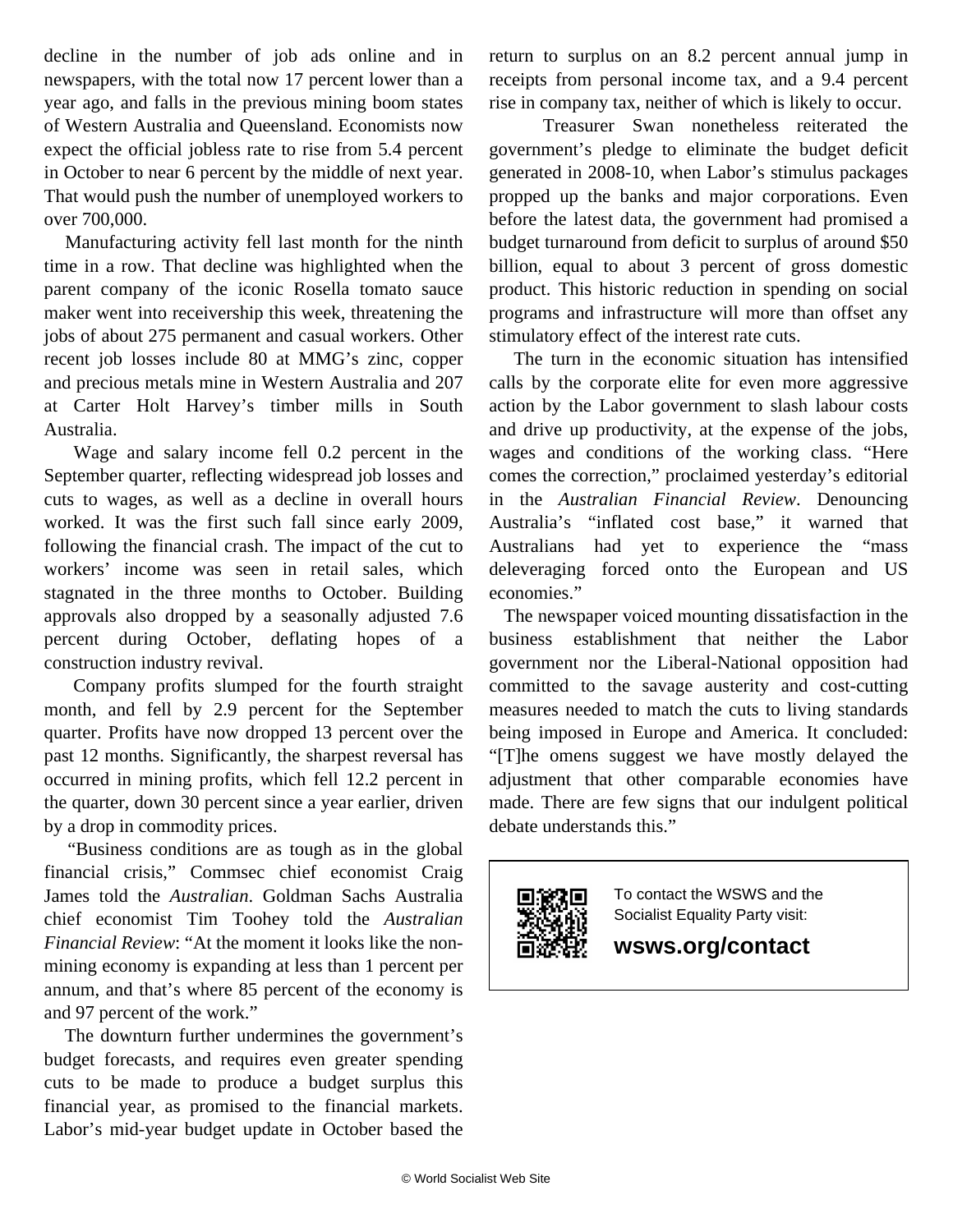decline in the number of job ads online and in newspapers, with the total now 17 percent lower than a year ago, and falls in the previous mining boom states of Western Australia and Queensland. Economists now expect the official jobless rate to rise from 5.4 percent in October to near 6 percent by the middle of next year. That would push the number of unemployed workers to over 700,000.

Manufacturing activity fell last month for the ninth time in a row. That decline was highlighted when the parent company of the iconic Rosella tomato sauce maker went into receivership this week, threatening the jobs of about 275 permanent and casual workers. Other recent job losses include 80 at MMG's zinc, copper and precious metals mine in Western Australia and 207 at Carter Holt Harvey's timber mills in South Australia.

Wage and salary income fell 0.2 percent in the September quarter, reflecting widespread job losses and cuts to wages, as well as a decline in overall hours worked. It was the first such fall since early 2009, following the financial crash. The impact of the cut to workers' income was seen in retail sales, which stagnated in the three months to October. Building approvals also dropped by a seasonally adjusted 7.6 percent during October, deflating hopes of a construction industry revival.

Company profits slumped for the fourth straight month, and fell by 2.9 percent for the September quarter. Profits have now dropped 13 percent over the past 12 months. Significantly, the sharpest reversal has occurred in mining profits, which fell 12.2 percent in the quarter, down 30 percent since a year earlier, driven by a drop in commodity prices.

"Business conditions are as tough as in the global financial crisis," Commsec chief economist Craig James told the *Australian*. Goldman Sachs Australia chief economist Tim Toohey told the *Australian Financial Review*: "At the moment it looks like the non-mining economy is expanding at less than 1 percent per annum, and that's where 85 percent of the economy is and 97 percent of the work."

The downturn further undermines the government's budget forecasts, and requires even greater spending cuts to be made to produce a budget surplus this financial year, as promised to the financial markets. Labor's mid-year budget update in October based the return to surplus on an 8.2 percent annual jump in receipts from personal income tax, and a 9.4 percent rise in company tax, neither of which is likely to occur.

Treasurer Swan nonetheless reiterated the government's pledge to eliminate the budget deficit generated in 2008-10, when Labor's stimulus packages propped up the banks and major corporations. Even before the latest data, the government had promised a budget turnaround from deficit to surplus of around $50 billion, equal to about 3 percent of gross domestic product. This historic reduction in spending on social programs and infrastructure will more than offset any stimulatory effect of the interest rate cuts.

The turn in the economic situation has intensified calls by the corporate elite for even more aggressive action by the Labor government to slash labour costs and drive up productivity, at the expense of the jobs, wages and conditions of the working class. "Here comes the correction," proclaimed yesterday's editorial in the *Australian Financial Review*. Denouncing Australia's "inflated cost base," it warned that Australians had yet to experience the "mass deleveraging forced onto the European and US economies."

The newspaper voiced mounting dissatisfaction in the business establishment that neither the Labor government nor the Liberal-National opposition had committed to the savage austerity and cost-cutting measures needed to match the cuts to living standards being imposed in Europe and America. It concluded: "[T]he omens suggest we have mostly delayed the adjustment that other comparable economies have made. There are few signs that our indulgent political debate understands this."

To contact the WSWS and the Socialist Equality Party visit:

**wsws.org/contact**